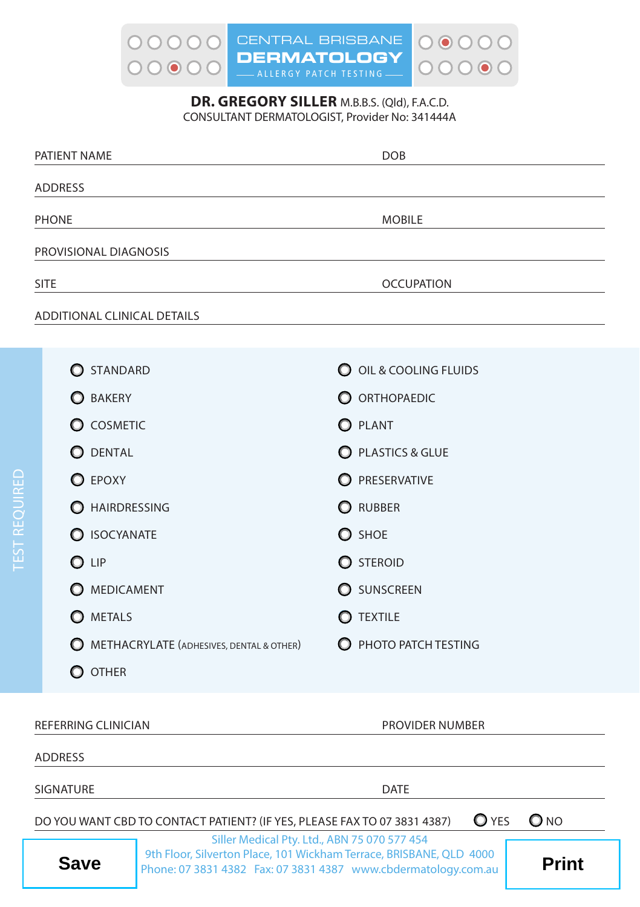# CENTRAL BRISBANE DERMATOLOGY

ALLERGY PATCH TESTING

**DR. GREGORY SILLER** M.B.B.S. (Qld), F.A.C.D.
CONSULTANT DERMATOLOGIST, Provider No: 341444A

PATIENT NAME DOB

ADDRESS

PHONE MOBILE

PROVISIONAL DIAGNOSIS

SITE OCCUPATION

ADDITIONAL CLINICAL DETAILS

## TEST REQUIRED

- ○ STANDARD
- ○ BAKERY
- ○ COSMETIC
- ○ DENTAL
- ○ EPOXY
- ○ HAIRDRESSING
- ○ ISOCYANATE
- ○ LIP
- ○ MEDICAMENT
- ○ METALS
- ○ METHACRYLATE (ADHESIVES, DENTAL & OTHER)
- ○ OTHER
- ○ OIL & COOLING FLUIDS
- ○ ORTHOPAEDIC
- ○ PLANT
- ○ PLASTICS & GLUE
- ○ PRESERVATIVE
- ○ RUBBER
- ○ SHOE
- ○ STEROID
- ○ SUNSCREEN
- ○ TEXTILE
- ○ PHOTO PATCH TESTING

REFERRING CLINICIAN PROVIDER NUMBER

ADDRESS

SIGNATURE DATE

DO YOU WANT CBD TO CONTACT PATIENT? (IF YES, PLEASE FAX TO 07 3831 4387) ○ YES ○ NO

Save

Siller Medical Pty. Ltd., ABN 75 070 577 454
9th Floor, Silverton Place, 101 Wickham Terrace, BRISBANE, QLD 4000
Phone: 07 3831 4382 Fax: 07 3831 4387 www.cbdermatology.com.au

Print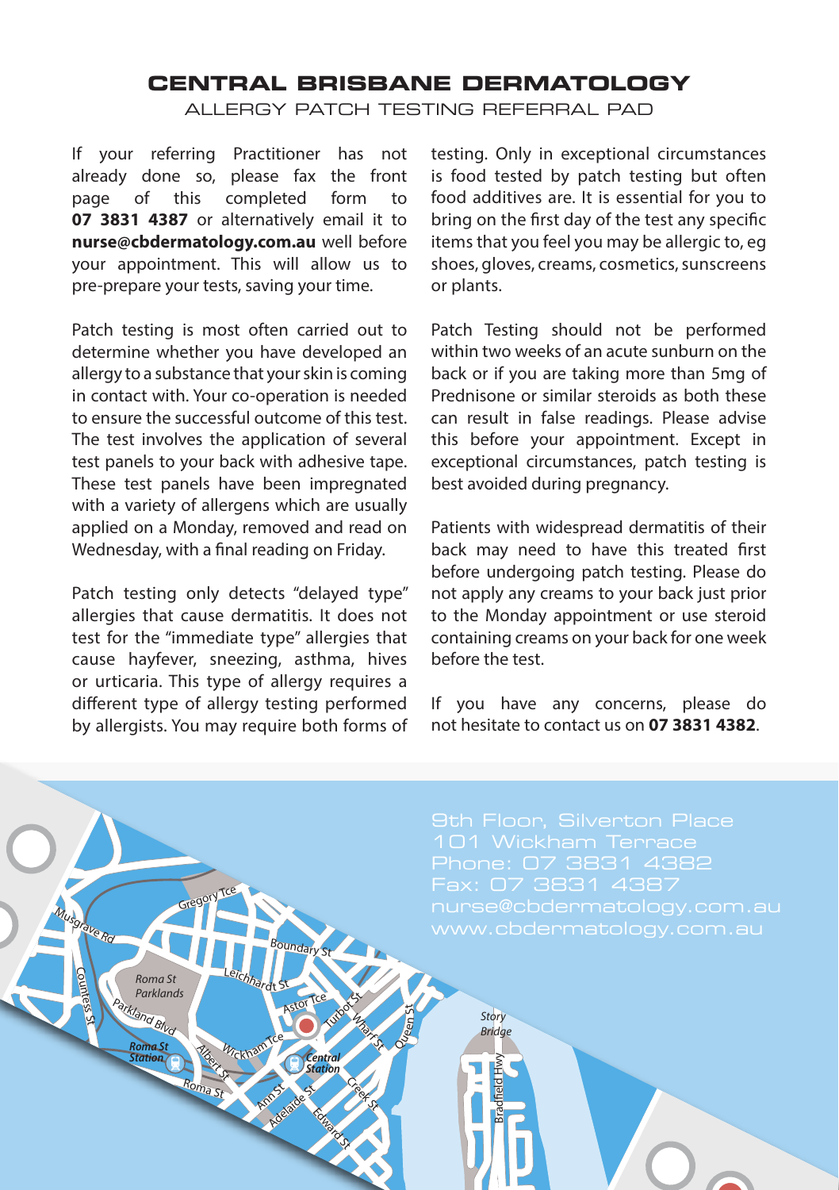# CENTRAL BRISBANE DERMATOLOGY

ALLERGY PATCH TESTING REFERRAL PAD

If your referring Practitioner has not already done so, please fax the front page of this completed form to **07 3831 4387** or alternatively email it to **nurse@cbdermatology.com.au** well before your appointment. This will allow us to pre-prepare your tests, saving your time.

Patch testing is most often carried out to determine whether you have developed an allergy to a substance that your skin is coming in contact with. Your co-operation is needed to ensure the successful outcome of this test. The test involves the application of several test panels to your back with adhesive tape. These test panels have been impregnated with a variety of allergens which are usually applied on a Monday, removed and read on Wednesday, with a final reading on Friday.

Patch testing only detects "delayed type" allergies that cause dermatitis. It does not test for the "immediate type" allergies that cause hayfever, sneezing, asthma, hives or urticaria. This type of allergy requires a different type of allergy testing performed by allergists. You may require both forms of testing. Only in exceptional circumstances is food tested by patch testing but often food additives are. It is essential for you to bring on the first day of the test any specific items that you feel you may be allergic to, eg shoes, gloves, creams, cosmetics, sunscreens or plants.

Patch Testing should not be performed within two weeks of an acute sunburn on the back or if you are taking more than 5mg of Prednisone or similar steroids as both these can result in false readings. Please advise this before your appointment. Except in exceptional circumstances, patch testing is best avoided during pregnancy.

Patients with widespread dermatitis of their back may need to have this treated first before undergoing patch testing. Please do not apply any creams to your back just prior to the Monday appointment or use steroid containing creams on your back for one week before the test.

If you have any concerns, please do not hesitate to contact us on **07 3831 4382**.

9th Floor, Silverton Place
101 Wickham Terrace
Phone: 07 3831 4382
Fax: 07 3831 4387
nurse@cbdermatology.com.au
www.cbdermatology.com.au

Musgrave Rd
Gregory Tce
Boundary St
Countess St
Roma St Parklands
Leichhardt St
Parkland Blvd
Astor Tce
Turbot St
Wharf St
Queen St
Story Bridge
Roma St Station
Wickham Tce
Central Station
Albert St
Roma St
Ann St
Adelaide St
Creek St
Edward St
Bradfield Hwy